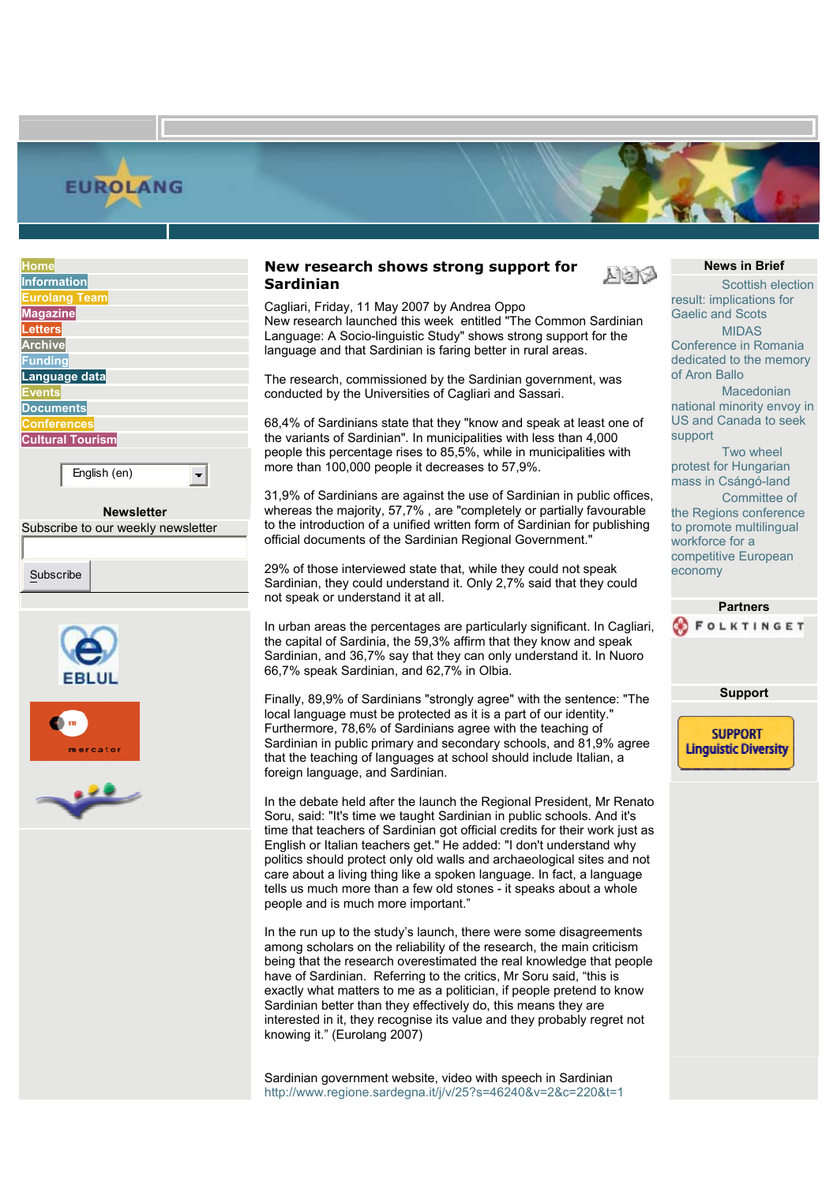Home
Information
Eurolang Team
Magazine
Letters
Archive
Funding
Language data
Events
Documents
Conferences
Cultural Tourism

English (en)

**Newsletter**

Subscribe to our weekly newsletter

Subscribe

## New research shows strong support for Sardinian

Cagliari, Friday, 11 May 2007 by Andrea Oppo

New research launched this week entitled "The Common Sardinian Language: A Socio-linguistic Study" shows strong support for the language and that Sardinian is faring better in rural areas.

The research, commissioned by the Sardinian government, was conducted by the Universities of Cagliari and Sassari.

68,4% of Sardinians state that they "know and speak at least one of the variants of Sardinian". In municipalities with less than 4,000 people this percentage rises to 85,5%, while in municipalities with more than 100,000 people it decreases to 57,9%.

31,9% of Sardinians are against the use of Sardinian in public offices, whereas the majority, 57,7% , are "completely or partially favourable to the introduction of a unified written form of Sardinian for publishing official documents of the Sardinian Regional Government."

29% of those interviewed state that, while they could not speak Sardinian, they could understand it. Only 2,7% said that they could not speak or understand it at all.

In urban areas the percentages are particularly significant. In Cagliari, the capital of Sardinia, the 59,3% affirm that they know and speak Sardinian, and 36,7% say that they can only understand it. In Nuoro 66,7% speak Sardinian, and 62,7% in Olbia.

Finally, 89,9% of Sardinians "strongly agree" with the sentence: "The local language must be protected as it is a part of our identity." Furthermore, 78,6% of Sardinians agree with the teaching of Sardinian in public primary and secondary schools, and 81,9% agree that the teaching of languages at school should include Italian, a foreign language, and Sardinian.

In the debate held after the launch the Regional President, Mr Renato Soru, said: "It's time we taught Sardinian in public schools. And it's time that teachers of Sardinian got official credits for their work just as English or Italian teachers get." He added: "I don't understand why politics should protect only old walls and archaeological sites and not care about a living thing like a spoken language. In fact, a language tells us much more than a few old stones - it speaks about a whole people and is much more important."

In the run up to the study's launch, there were some disagreements among scholars on the reliability of the research, the main criticism being that the research overestimated the real knowledge that people have of Sardinian. Referring to the critics, Mr Soru said, "this is exactly what matters to me as a politician, if people pretend to know Sardinian better than they effectively do, this means they are interested in it, they recognise its value and they probably regret not knowing it." (Eurolang 2007)

Sardinian government website, video with speech in Sardinian
http://www.regione.sardegna.it/j/v/25?s=46240&v=2&c=220&t=1

**News in Brief**

Scottish election result: implications for Gaelic and Scots

MIDAS Conference in Romania dedicated to the memory of Aron Ballo

Macedonian national minority envoy in US and Canada to seek support

Two wheel protest for Hungarian mass in Csángó-land

Committee of the Regions conference to promote multilingual workforce for a competitive European economy

**Partners**

**Support**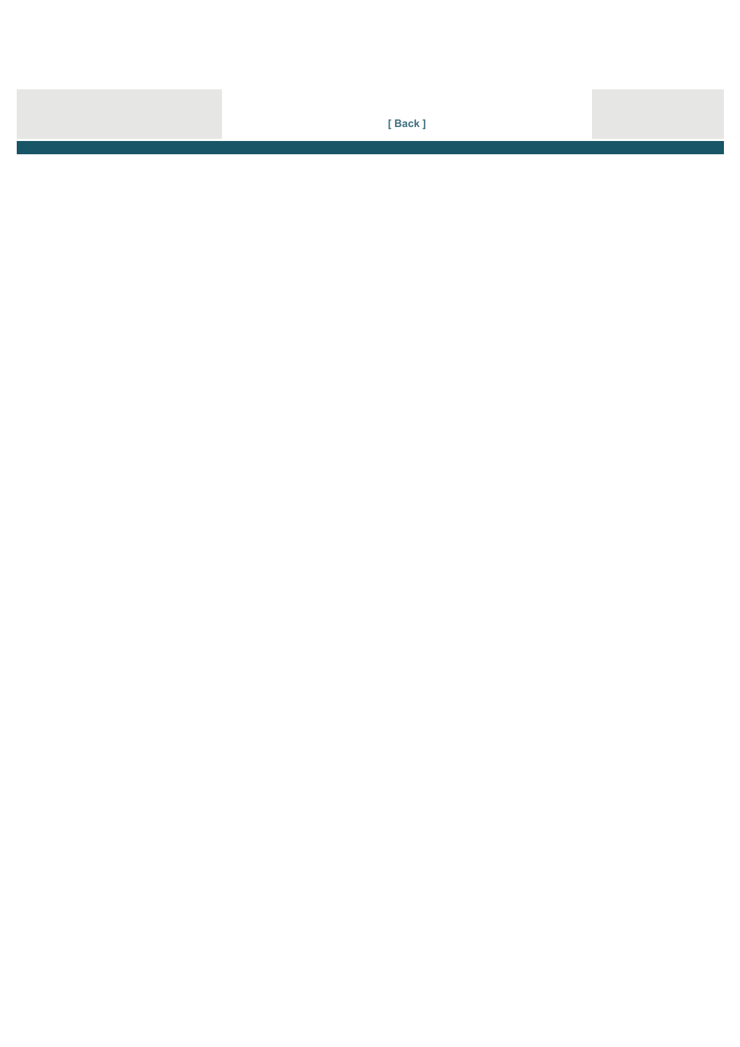[ Back ]